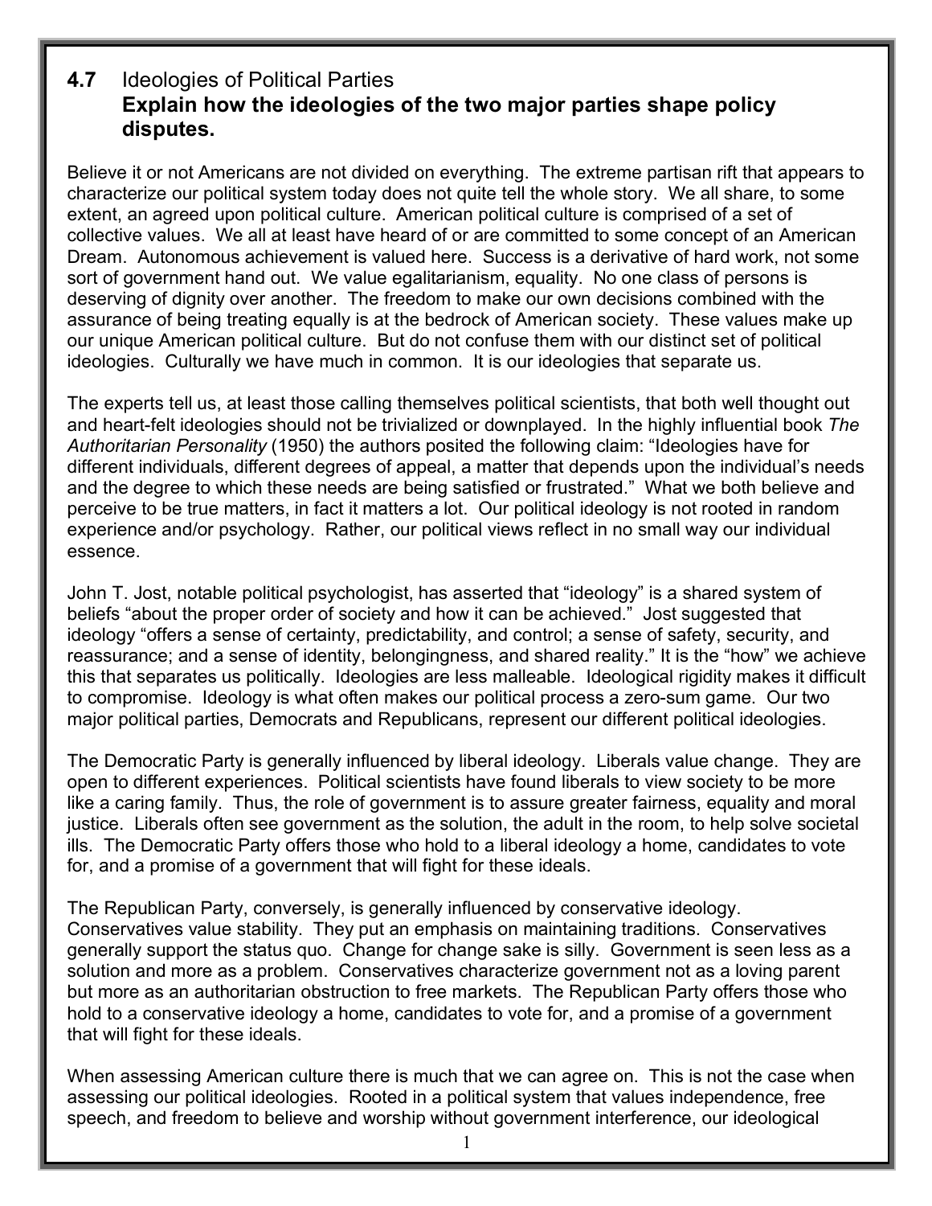## 4.7 Ideologies of Political Parties

**Explain how the ideologies of the two major parties shape policy disputes.**

Believe it or not Americans are not divided on everything. The extreme partisan rift that appears to characterize our political system today does not quite tell the whole story. We all share, to some extent, an agreed upon political culture. American political culture is comprised of a set of collective values. We all at least have heard of or are committed to some concept of an American Dream. Autonomous achievement is valued here. Success is a derivative of hard work, not some sort of government hand out. We value egalitarianism, equality. No one class of persons is deserving of dignity over another. The freedom to make our own decisions combined with the assurance of being treating equally is at the bedrock of American society. These values make up our unique American political culture. But do not confuse them with our distinct set of political ideologies. Culturally we have much in common. It is our ideologies that separate us.

The experts tell us, at least those calling themselves political scientists, that both well thought out and heart-felt ideologies should not be trivialized or downplayed. In the highly influential book *The Authoritarian Personality* (1950) the authors posited the following claim: "Ideologies have for different individuals, different degrees of appeal, a matter that depends upon the individual's needs and the degree to which these needs are being satisfied or frustrated." What we both believe and perceive to be true matters, in fact it matters a lot. Our political ideology is not rooted in random experience and/or psychology. Rather, our political views reflect in no small way our individual essence.

John T. Jost, notable political psychologist, has asserted that "ideology" is a shared system of beliefs "about the proper order of society and how it can be achieved." Jost suggested that ideology "offers a sense of certainty, predictability, and control; a sense of safety, security, and reassurance; and a sense of identity, belongingness, and shared reality." It is the "how" we achieve this that separates us politically. Ideologies are less malleable. Ideological rigidity makes it difficult to compromise. Ideology is what often makes our political process a zero-sum game. Our two major political parties, Democrats and Republicans, represent our different political ideologies.

The Democratic Party is generally influenced by liberal ideology. Liberals value change. They are open to different experiences. Political scientists have found liberals to view society to be more like a caring family. Thus, the role of government is to assure greater fairness, equality and moral justice. Liberals often see government as the solution, the adult in the room, to help solve societal ills. The Democratic Party offers those who hold to a liberal ideology a home, candidates to vote for, and a promise of a government that will fight for these ideals.

The Republican Party, conversely, is generally influenced by conservative ideology. Conservatives value stability. They put an emphasis on maintaining traditions. Conservatives generally support the status quo. Change for change sake is silly. Government is seen less as a solution and more as a problem. Conservatives characterize government not as a loving parent but more as an authoritarian obstruction to free markets. The Republican Party offers those who hold to a conservative ideology a home, candidates to vote for, and a promise of a government that will fight for these ideals.

When assessing American culture there is much that we can agree on. This is not the case when assessing our political ideologies. Rooted in a political system that values independence, free speech, and freedom to believe and worship without government interference, our ideological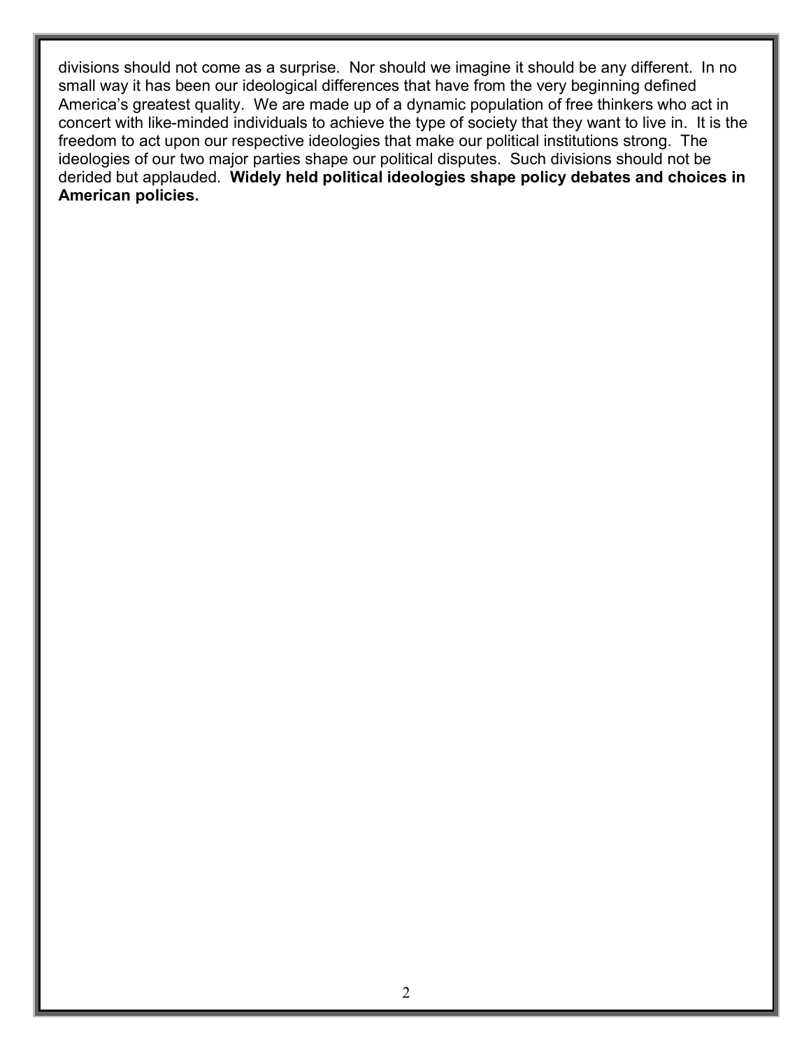divisions should not come as a surprise. Nor should we imagine it should be any different. In no small way it has been our ideological differences that have from the very beginning defined America's greatest quality. We are made up of a dynamic population of free thinkers who act in concert with like-minded individuals to achieve the type of society that they want to live in. It is the freedom to act upon our respective ideologies that make our political institutions strong. The ideologies of our two major parties shape our political disputes. Such divisions should not be derided but applauded. **Widely held political ideologies shape policy debates and choices in American policies.**